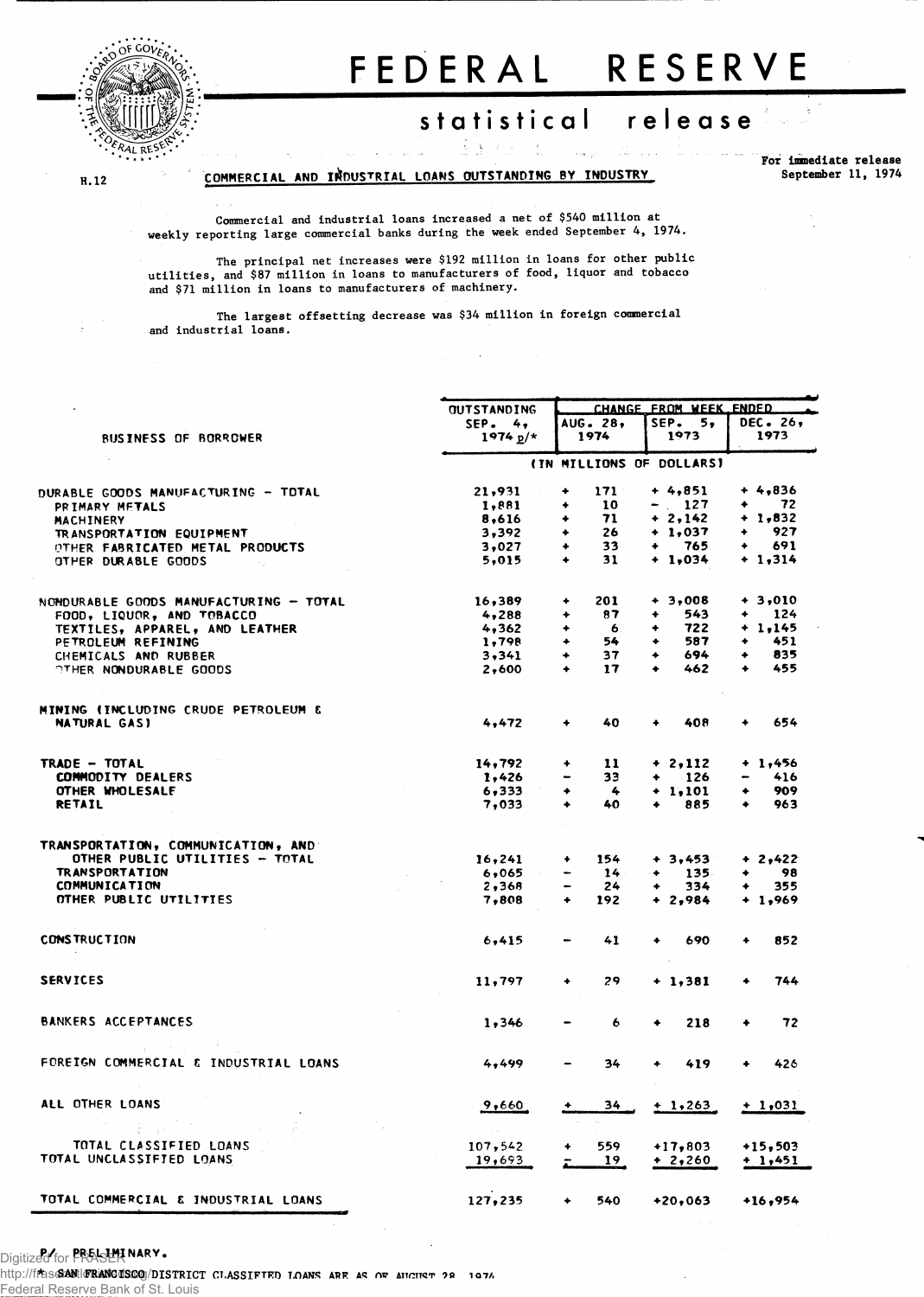# FEDERAL RESERVE

## statistical release

H.12

**COMMERCIAL AND INDUSTRIAL LOANS OUTSTANDING BY INDUSTRY**

For immediate release
September 11, 1974

Commercial and industrial loans increased a net of $540 million at weekly reporting large commercial banks during the week ended September 4, 1974.

The principal net increases were $192 million in loans for other public utilities, and $87 million in loans to manufacturers of food, liquor and tobacco and $71 million in loans to manufacturers of machinery.

The largest offsetting decrease was $34 million in foreign commercial and industrial loans.

| BUSINESS OF BORROWER | OUTSTANDING SEP. 4, 1974 p/* | CHANGE FROM WEEK ENDED AUG. 28, 1974 | SEP. 5, 1973 | DEC. 26, 1973 |
|---|---|---|---|---|
| | (IN MILLIONS OF DOLLARS) | | | |
| DURABLE GOODS MANUFACTURING - TOTAL | 21,931 | + 171 | + 4,851 | + 4,836 |
| PRIMARY METALS | 1,881 | + 10 | - 127 | + 72 |
| MACHINERY | 8,616 | + 71 | + 2,142 | + 1,832 |
| TRANSPORTATION EQUIPMENT | 3,392 | + 26 | + 1,037 | + 927 |
| OTHER FABRICATED METAL PRODUCTS | 3,027 | + 33 | + 765 | + 691 |
| OTHER DURABLE GOODS | 5,015 | + 31 | + 1,034 | + 1,314 |
| NONDURABLE GOODS MANUFACTURING - TOTAL | 16,389 | + 201 | + 3,008 | + 3,010 |
| FOOD, LIQUOR, AND TOBACCO | 4,288 | + 87 | + 543 | + 124 |
| TEXTILES, APPAREL, AND LEATHER | 4,362 | + 6 | + 722 | + 1,145 |
| PETROLEUM REFINING | 1,798 | + 54 | + 587 | + 451 |
| CHEMICALS AND RUBBER | 3,341 | + 37 | + 694 | + 835 |
| OTHER NONDURABLE GOODS | 2,600 | + 17 | + 462 | + 455 |
| MINING (INCLUDING CRUDE PETROLEUM & NATURAL GAS) | 4,472 | + 40 | + 408 | + 654 |
| TRADE - TOTAL | 14,792 | + 11 | + 2,112 | + 1,456 |
| COMMODITY DEALERS | 1,426 | - 33 | + 126 | - 416 |
| OTHER WHOLESALE | 6,333 | + 4 | + 1,101 | + 909 |
| RETAIL | 7,033 | + 40 | + 885 | + 963 |
| TRANSPORTATION, COMMUNICATION, AND OTHER PUBLIC UTILITIES - TOTAL | 16,241 | + 154 | + 3,453 | + 2,422 |
| TRANSPORTATION | 6,065 | - 14 | + 135 | + 98 |
| COMMUNICATION | 2,368 | - 24 | + 334 | + 355 |
| OTHER PUBLIC UTILITIES | 7,808 | + 192 | + 2,984 | + 1,969 |
| CONSTRUCTION | 6,415 | - 41 | + 690 | + 852 |
| SERVICES | 11,797 | + 29 | + 1,381 | + 744 |
| BANKERS ACCEPTANCES | 1,346 | - 6 | + 218 | + 72 |
| FOREIGN COMMERCIAL & INDUSTRIAL LOANS | 4,499 | - 34 | + 419 | + 426 |
| ALL OTHER LOANS | 9,660 | + 34 | + 1,263 | + 1,031 |
| TOTAL CLASSIFIED LOANS | 107,542 | + 559 | +17,803 | +15,503 |
| TOTAL UNCLASSIFIED LOANS | 19,693 | - 19 | + 2,260 | + 1,451 |
| TOTAL COMMERCIAL & INDUSTRIAL LOANS | 127,235 | + 540 | +20,063 | +16,954 |

P/ PRELIMINARY.
* SAN FRANCISCO DISTRICT CLASSIFIED LOANS ARE AS OF AUGUST 28, 1974.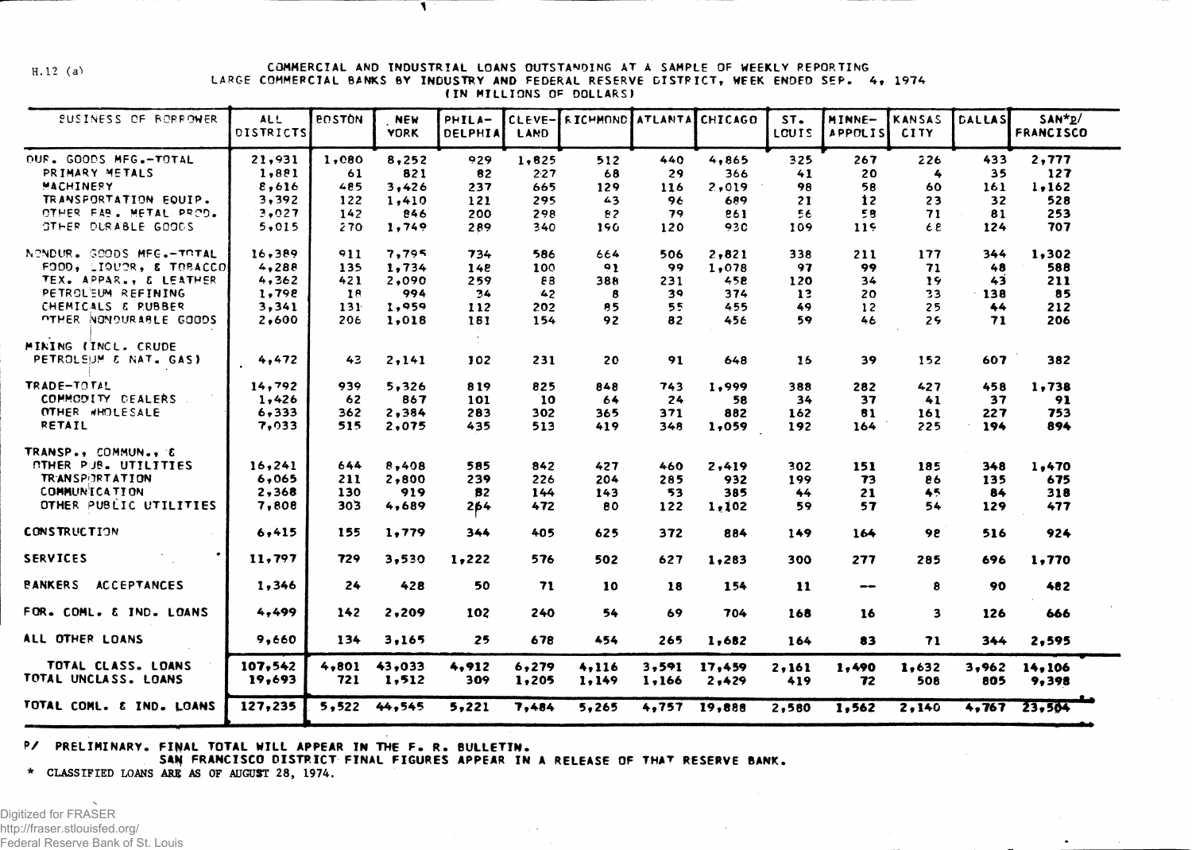H.12 (a)

COMMERCIAL AND INDUSTRIAL LOANS OUTSTANDING AT A SAMPLE OF WEEKLY REPORTING LARGE COMMERCIAL BANKS BY INDUSTRY AND FEDERAL RESERVE DISTRICT, WEEK ENDED SEP. 4, 1974
(IN MILLIONS OF DOLLARS)

| BUSINESS OF BORROWER | ALL DISTRICTS | BOSTON | NEW YORK | PHILA-DELPHIA | CLEVE-LAND | RICHMOND | ATLANTA | CHICAGO | ST. LOUIS | MINNE-APPOLIS | KANSAS CITY | DALLAS | SAN*p/ FRANCISCO |
|---|---|---|---|---|---|---|---|---|---|---|---|---|---|
| DUR. GOODS MFG.-TOTAL | 21,931 | 1,080 | 8,252 | 929 | 1,825 | 512 | 440 | 4,865 | 325 | 267 | 226 | 433 | 2,777 |
| PRIMARY METALS | 1,881 | 61 | 821 | 82 | 227 | 68 | 29 | 366 | 41 | 20 | 4 | 35 | 127 |
| MACHINERY | 8,616 | 485 | 3,426 | 237 | 665 | 129 | 116 | 2,019 | 98 | 58 | 60 | 161 | 1,162 |
| TRANSPORTATION EQUIP. | 3,392 | 122 | 1,410 | 121 | 295 | 43 | 96 | 689 | 21 | 12 | 23 | 32 | 528 |
| OTHER FAB. METAL PROD. | 3,027 | 142 | 846 | 200 | 298 | 82 | 79 | 861 | 56 | 58 | 71 | 81 | 253 |
| OTHER DURABLE GOODS | 5,015 | 270 | 1,749 | 289 | 340 | 190 | 120 | 930 | 109 | 119 | 68 | 124 | 707 |
| NONDUR. GOODS MFG.-TOTAL | 16,389 | 911 | 7,795 | 734 | 586 | 664 | 506 | 2,821 | 338 | 211 | 177 | 344 | 1,302 |
| FOOD, LIQUOR, & TOBACCO | 4,288 | 135 | 1,734 | 148 | 100 | 91 | 99 | 1,078 | 97 | 99 | 71 | 48 | 588 |
| TEX. APPAR., & LEATHER | 4,362 | 421 | 2,090 | 259 | 88 | 388 | 231 | 458 | 120 | 34 | 19 | 43 | 211 |
| PETROLEUM REFINING | 1,798 | 18 | 994 | 34 | 42 | 8 | 39 | 374 | 13 | 20 | 33 | 138 | 85 |
| CHEMICALS & RUBBER | 3,341 | 131 | 1,959 | 112 | 202 | 85 | 55 | 455 | 49 | 12 | 25 | 44 | 212 |
| OTHER NONDURABLE GOODS | 2,600 | 206 | 1,018 | 181 | 154 | 92 | 82 | 456 | 59 | 46 | 29 | 71 | 206 |
| MINING (INCL. CRUDE PETROLEUM & NAT. GAS) | 4,472 | 43 | 2,141 | 102 | 231 | 20 | 91 | 648 | 16 | 39 | 152 | 607 | 382 |
| TRADE-TOTAL | 14,792 | 939 | 5,326 | 819 | 825 | 848 | 743 | 1,999 | 388 | 282 | 427 | 458 | 1,738 |
| COMMODITY DEALERS | 1,426 | 62 | 867 | 101 | 10 | 64 | 24 | 58 | 34 | 37 | 41 | 37 | 91 |
| OTHER WHOLESALE | 6,333 | 362 | 2,384 | 283 | 302 | 365 | 371 | 882 | 162 | 81 | 161 | 227 | 753 |
| RETAIL | 7,033 | 515 | 2,075 | 435 | 513 | 419 | 348 | 1,059 | 192 | 164 | 225 | 194 | 894 |
| TRANSP., COMMUN., & OTHER PUB. UTILITIES | 16,241 | 644 | 8,408 | 585 | 842 | 427 | 460 | 2,419 | 302 | 151 | 185 | 348 | 1,470 |
| TRANSPORTATION | 6,065 | 211 | 2,800 | 239 | 226 | 204 | 285 | 932 | 199 | 73 | 86 | 135 | 675 |
| COMMUNICATION | 2,368 | 130 | 919 | 82 | 144 | 143 | 53 | 385 | 44 | 21 | 45 | 84 | 318 |
| OTHER PUBLIC UTILITIES | 7,808 | 303 | 4,689 | 264 | 472 | 80 | 122 | 1,102 | 59 | 57 | 54 | 129 | 477 |
| CONSTRUCTION | 6,415 | 155 | 1,779 | 344 | 405 | 625 | 372 | 884 | 149 | 164 | 98 | 516 | 924 |
| SERVICES | 11,797 | 729 | 3,530 | 1,222 | 576 | 502 | 627 | 1,283 | 300 | 277 | 285 | 696 | 1,770 |
| BANKERS ACCEPTANCES | 1,346 | 24 | 428 | 50 | 71 | 10 | 18 | 154 | 11 | -- | 8 | 90 | 482 |
| FOR. COML. & IND. LOANS | 4,499 | 142 | 2,209 | 102 | 240 | 54 | 69 | 704 | 168 | 16 | 3 | 126 | 666 |
| ALL OTHER LOANS | 9,660 | 134 | 3,165 | 25 | 678 | 454 | 265 | 1,682 | 164 | 83 | 71 | 344 | 2,595 |
| TOTAL CLASS. LOANS | 107,542 | 4,801 | 43,033 | 4,912 | 6,279 | 4,116 | 3,591 | 17,459 | 2,161 | 1,490 | 1,632 | 3,962 | 14,106 |
| TOTAL UNCLASS. LOANS | 19,693 | 721 | 1,512 | 309 | 1,205 | 1,149 | 1,166 | 2,429 | 419 | 72 | 508 | 805 | 9,398 |
| TOTAL COML. & IND. LOANS | 127,235 | 5,522 | 44,545 | 5,221 | 7,484 | 5,265 | 4,757 | 19,888 | 2,580 | 1,562 | 2,140 | 4,767 | 23,504 |

P/ PRELIMINARY. FINAL TOTAL WILL APPEAR IN THE F. R. BULLETIN.
SAN FRANCISCO DISTRICT FINAL FIGURES APPEAR IN A RELEASE OF THAT RESERVE BANK.

\* CLASSIFIED LOANS ARE AS OF AUGUST 28, 1974.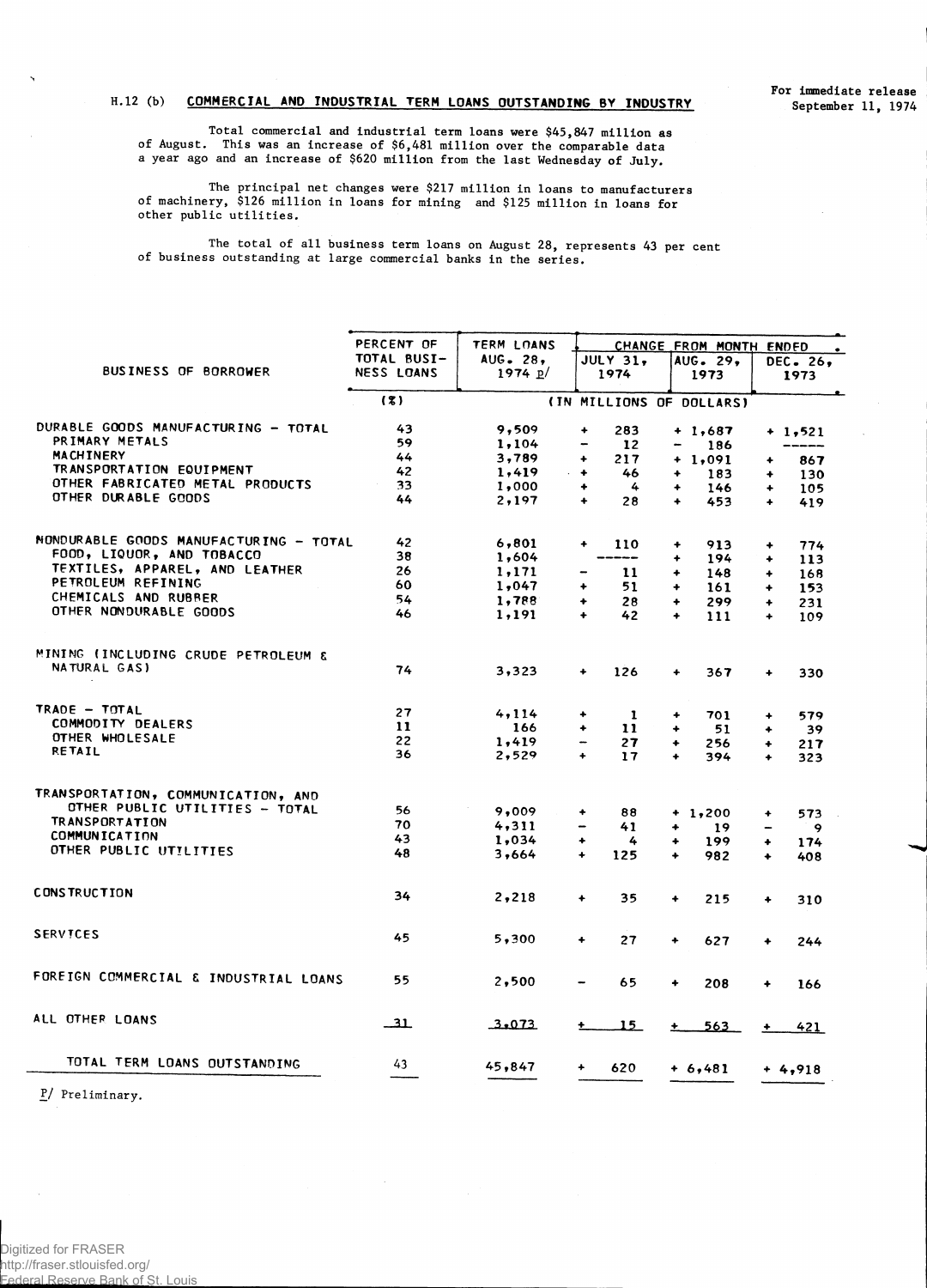H.12 (b) **COMMERCIAL AND INDUSTRIAL TERM LOANS OUTSTANDING BY INDUSTRY**

For immediate release
September 11, 1974

Total commercial and industrial term loans were $45,847 million as of August. This was an increase of $6,481 million over the comparable data a year ago and an increase of $620 million from the last Wednesday of July.

The principal net changes were $217 million in loans to manufacturers of machinery, $126 million in loans for mining and $125 million in loans for other public utilities.

The total of all business term loans on August 28, represents 43 per cent of business outstanding at large commercial banks in the series.

| BUSINESS OF BORROWER | PERCENT OF TOTAL BUSINESS LOANS | TERM LOANS AUG. 28, 1974 p/ | CHANGE FROM MONTH ENDED | | |
|---|---|---|---|---|---|
| | | | JULY 31, 1974 | AUG. 29, 1973 | DEC. 26, 1973 |
| | (%) | (IN MILLIONS OF DOLLARS) | | | |
| DURABLE GOODS MANUFACTURING - TOTAL | 43 | 9,509 | + 283 | + 1,687 | + 1,521 |
| PRIMARY METALS | 59 | 1,104 | - 12 | - 186 | ----- |
| MACHINERY | 44 | 3,789 | + 217 | + 1,091 | + 867 |
| TRANSPORTATION EQUIPMENT | 42 | 1,419 | + 46 | + 183 | + 130 |
| OTHER FABRICATED METAL PRODUCTS | 33 | 1,000 | + 4 | + 146 | + 105 |
| OTHER DURABLE GOODS | 44 | 2,197 | + 28 | + 453 | + 419 |
| NONDURABLE GOODS MANUFACTURING - TOTAL | 42 | 6,801 | + 110 | + 913 | + 774 |
| FOOD, LIQUOR, AND TOBACCO | 38 | 1,604 | ----- | + 194 | + 113 |
| TEXTILES, APPAREL, AND LEATHER | 26 | 1,171 | - 11 | + 148 | + 168 |
| PETROLEUM REFINING | 60 | 1,047 | + 51 | + 161 | + 153 |
| CHEMICALS AND RUBBER | 54 | 1,788 | + 28 | + 299 | + 231 |
| OTHER NONDURABLE GOODS | 46 | 1,191 | + 42 | + 111 | + 109 |
| MINING (INCLUDING CRUDE PETROLEUM & NATURAL GAS) | 74 | 3,323 | + 126 | + 367 | + 330 |
| TRADE - TOTAL | 27 | 4,114 | + 1 | + 701 | + 579 |
| COMMODITY DEALERS | 11 | 166 | + 11 | + 51 | + 39 |
| OTHER WHOLESALE | 22 | 1,419 | - 27 | + 256 | + 217 |
| RETAIL | 36 | 2,529 | + 17 | + 394 | + 323 |
| TRANSPORTATION, COMMUNICATION, AND OTHER PUBLIC UTILITIES - TOTAL | 56 | 9,009 | + 88 | + 1,200 | + 573 |
| TRANSPORTATION | 70 | 4,311 | - 41 | + 19 | - 9 |
| COMMUNICATION | 43 | 1,034 | + 4 | + 199 | + 174 |
| OTHER PUBLIC UTILITIES | 48 | 3,664 | + 125 | + 982 | + 408 |
| CONSTRUCTION | 34 | 2,218 | + 35 | + 215 | + 310 |
| SERVICES | 45 | 5,300 | + 27 | + 627 | + 244 |
| FOREIGN COMMERCIAL & INDUSTRIAL LOANS | 55 | 2,500 | - 65 | + 208 | + 166 |
| ALL OTHER LOANS | 31 | 3,073 | + 15 | + 563 | + 421 |
| TOTAL TERM LOANS OUTSTANDING | 43 | 45,847 | + 620 | + 6,481 | + 4,918 |

p/ Preliminary.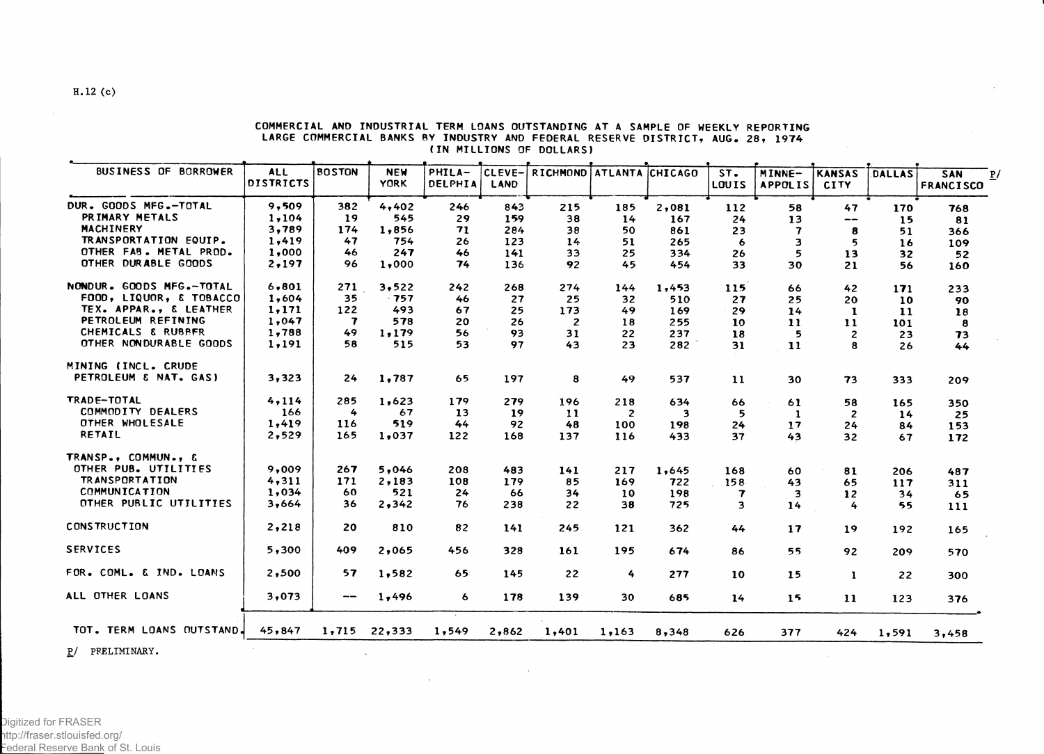H.12 (c)

COMMERCIAL AND INDUSTRIAL TERM LOANS OUTSTANDING AT A SAMPLE OF WEEKLY REPORTING LARGE COMMERCIAL BANKS BY INDUSTRY AND FEDERAL RESERVE DISTRICT, AUG. 28, 1974
(IN MILLIONS OF DOLLARS)

| BUSINESS OF BORROWER | ALL DISTRICTS | BOSTON | NEW YORK | PHILA-DELPHIA | CLEVE-LAND | RICHMOND | ATLANTA | CHICAGO | ST. LOUIS | MINNE-APPOLIS | KANSAS CITY | DALLAS | SAN FRANCISCO P/ |
|---|---|---|---|---|---|---|---|---|---|---|---|---|---|
| DUR. GOODS MFG.-TOTAL | 9,509 | 382 | 4,402 | 246 | 843 | 215 | 185 | 2,081 | 112 | 58 | 47 | 170 | 768 |
| PRIMARY METALS | 1,104 | 19 | 545 | 29 | 159 | 38 | 14 | 167 | 24 | 13 | -- | 15 | 81 |
| MACHINERY | 3,789 | 174 | 1,856 | 71 | 284 | 38 | 50 | 861 | 23 | 7 | 8 | 51 | 366 |
| TRANSPORTATION EQUIP. | 1,419 | 47 | 754 | 26 | 123 | 14 | 51 | 265 | 6 | 3 | 5 | 16 | 109 |
| OTHER FAB. METAL PROD. | 1,000 | 46 | 247 | 46 | 141 | 33 | 25 | 334 | 26 | 5 | 13 | 32 | 52 |
| OTHER DURABLE GOODS | 2,197 | 96 | 1,000 | 74 | 136 | 92 | 45 | 454 | 33 | 30 | 21 | 56 | 160 |
| NONDUR. GOODS MFG.-TOTAL | 6,801 | 271 | 3,522 | 242 | 268 | 274 | 144 | 1,453 | 115 | 66 | 42 | 171 | 233 |
| FOOD, LIQUOR, & TOBACCO | 1,604 | 35 | 757 | 46 | 27 | 25 | 32 | 510 | 27 | 25 | 20 | 10 | 90 |
| TEX. APPAR., & LEATHER | 1,171 | 122 | 493 | 67 | 25 | 173 | 49 | 169 | 29 | 14 | 1 | 11 | 18 |
| PETROLEUM REFINING | 1,047 | 7 | 578 | 20 | 26 | 2 | 18 | 255 | 10 | 11 | 11 | 101 | 8 |
| CHEMICALS & RUBBER | 1,788 | 49 | 1,179 | 56 | 93 | 31 | 22 | 237 | 18 | 5 | 2 | 23 | 73 |
| OTHER NONDURABLE GOODS | 1,191 | 58 | 515 | 53 | 97 | 43 | 23 | 282 | 31 | 11 | 8 | 26 | 44 |
| MINING (INCL. CRUDE PETROLEUM & NAT. GAS) | 3,323 | 24 | 1,787 | 65 | 197 | 8 | 49 | 537 | 11 | 30 | 73 | 333 | 209 |
| TRADE-TOTAL | 4,114 | 285 | 1,623 | 179 | 279 | 196 | 218 | 634 | 66 | 61 | 58 | 165 | 350 |
| COMMODITY DEALERS | 166 | 4 | 67 | 13 | 19 | 11 | 2 | 3 | 5 | 1 | 2 | 14 | 25 |
| OTHER WHOLESALE | 1,419 | 116 | 519 | 44 | 92 | 48 | 100 | 198 | 24 | 17 | 24 | 84 | 153 |
| RETAIL | 2,529 | 165 | 1,037 | 122 | 168 | 137 | 116 | 433 | 37 | 43 | 32 | 67 | 172 |
| TRANSP., COMMUN., & OTHER PUB. UTILITIES | 9,009 | 267 | 5,046 | 208 | 483 | 141 | 217 | 1,645 | 168 | 60 | 81 | 206 | 487 |
| TRANSPORTATION | 4,311 | 171 | 2,183 | 108 | 179 | 85 | 169 | 722 | 158 | 43 | 65 | 117 | 311 |
| COMMUNICATION | 1,034 | 60 | 521 | 24 | 66 | 34 | 10 | 198 | 7 | 3 | 12 | 34 | 65 |
| OTHER PUBLIC UTILITIES | 3,664 | 36 | 2,342 | 76 | 238 | 22 | 38 | 725 | 3 | 14 | 4 | 55 | 111 |
| CONSTRUCTION | 2,218 | 20 | 810 | 82 | 141 | 245 | 121 | 362 | 44 | 17 | 19 | 192 | 165 |
| SERVICES | 5,300 | 409 | 2,065 | 456 | 328 | 161 | 195 | 674 | 86 | 55 | 92 | 209 | 570 |
| FOR. COML. & IND. LOANS | 2,500 | 57 | 1,582 | 65 | 145 | 22 | 4 | 277 | 10 | 15 | 1 | 22 | 300 |
| ALL OTHER LOANS | 3,073 | -- | 1,496 | 6 | 178 | 139 | 30 | 685 | 14 | 15 | 11 | 123 | 376 |
| TOT. TERM LOANS OUTSTAND. | 45,847 | 1,715 | 22,333 | 1,549 | 2,862 | 1,401 | 1,163 | 8,348 | 626 | 377 | 424 | 1,591 | 3,458 |

P/ PRELIMINARY.